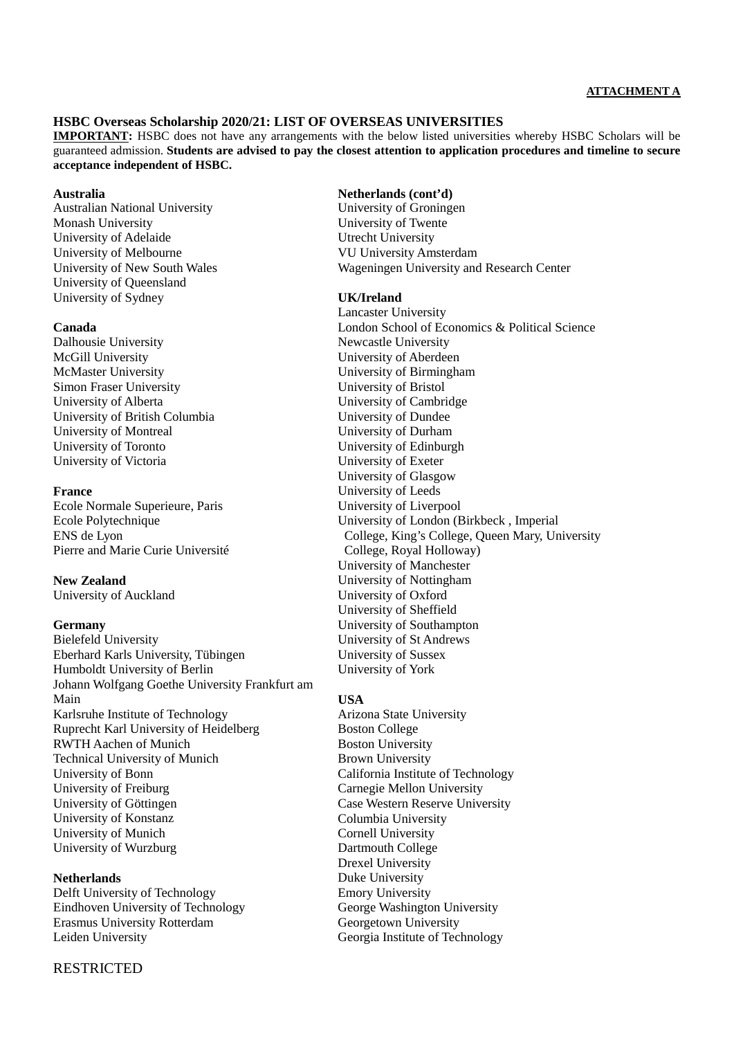**ATTACHMENT A**

## HSBC Overseas Scholarship 2020/21: LIST OF OVERSEAS UNIVERSITIES

**IMPORTANT:** HSBC does not have any arrangements with the below listed universities whereby HSBC Scholars will be guaranteed admission. **Students are advised to pay the closest attention to application procedures and timeline to secure acceptance independent of HSBC.**

**Australia**
Australian National University
Monash University
University of Adelaide
University of Melbourne
University of New South Wales
University of Queensland
University of Sydney

**Canada**
Dalhousie University
McGill University
McMaster University
Simon Fraser University
University of Alberta
University of British Columbia
University of Montreal
University of Toronto
University of Victoria

**France**
Ecole Normale Superieure, Paris
Ecole Polytechnique
ENS de Lyon
Pierre and Marie Curie Université

**New Zealand**
University of Auckland

**Germany**
Bielefeld University
Eberhard Karls University, Tübingen
Humboldt University of Berlin
Johann Wolfgang Goethe University Frankfurt am Main
Karlsruhe Institute of Technology
Ruprecht Karl University of Heidelberg
RWTH Aachen of Munich
Technical University of Munich
University of Bonn
University of Freiburg
University of Göttingen
University of Konstanz
University of Munich
University of Wurzburg

**Netherlands**
Delft University of Technology
Eindhoven University of Technology
Erasmus University Rotterdam
Leiden University

**Netherlands (cont'd)**
University of Groningen
University of Twente
Utrecht University
VU University Amsterdam
Wageningen University and Research Center

**UK/Ireland**
Lancaster University
London School of Economics & Political Science
Newcastle University
University of Aberdeen
University of Birmingham
University of Bristol
University of Cambridge
University of Dundee
University of Durham
University of Edinburgh
University of Exeter
University of Glasgow
University of Leeds
University of Liverpool
University of London (Birkbeck , Imperial College, King's College, Queen Mary, University College, Royal Holloway)
University of Manchester
University of Nottingham
University of Oxford
University of Sheffield
University of Southampton
University of St Andrews
University of Sussex
University of York

**USA**
Arizona State University
Boston College
Boston University
Brown University
California Institute of Technology
Carnegie Mellon University
Case Western Reserve University
Columbia University
Cornell University
Dartmouth College
Drexel University
Duke University
Emory University
George Washington University
Georgetown University
Georgia Institute of Technology

RESTRICTED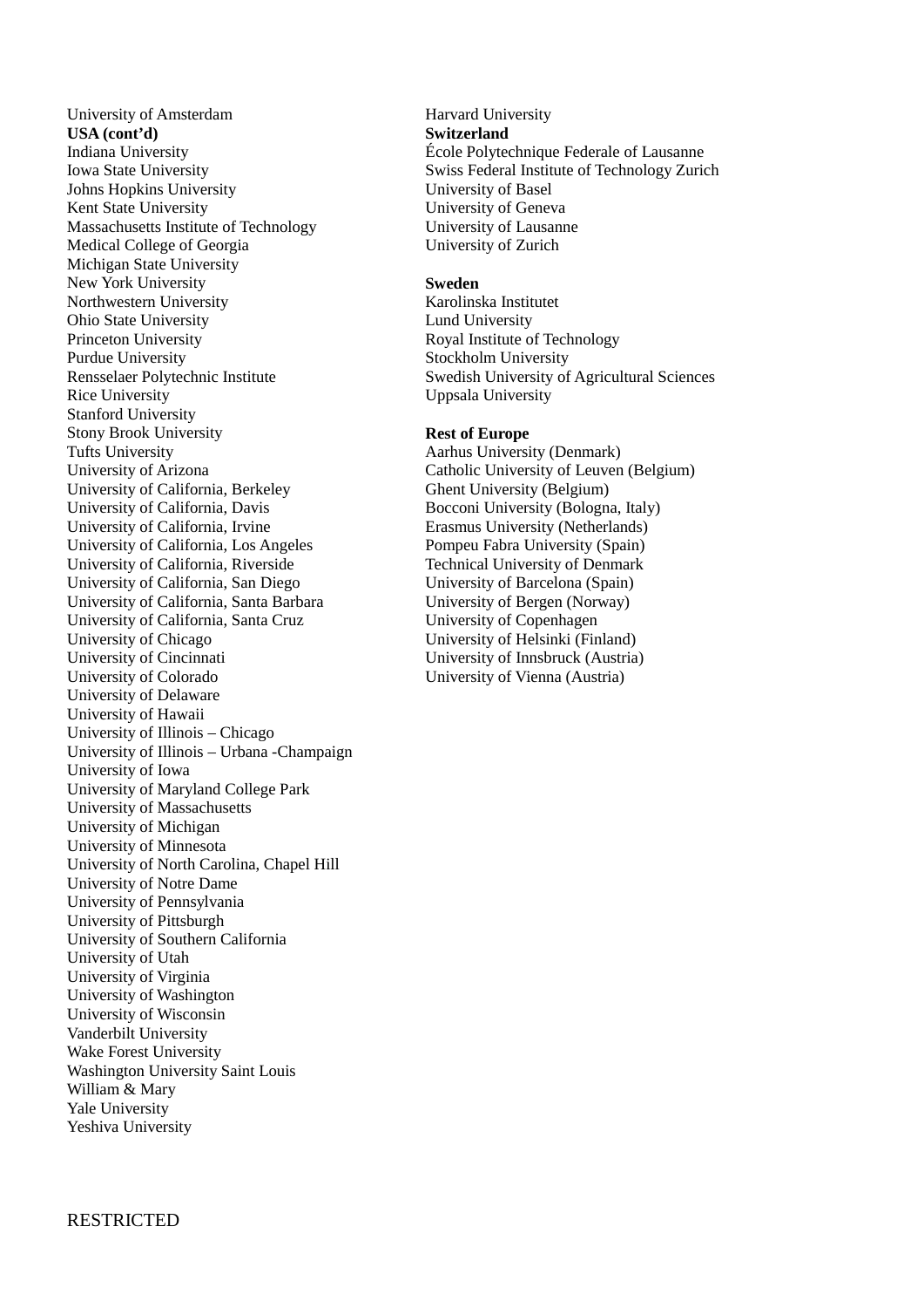University of Amsterdam

**USA (cont'd)**

Indiana University
Iowa State University
Johns Hopkins University
Kent State University
Massachusetts Institute of Technology
Medical College of Georgia
Michigan State University
New York University
Northwestern University
Ohio State University
Princeton University
Purdue University
Rensselaer Polytechnic Institute
Rice University
Stanford University
Stony Brook University
Tufts University
University of Arizona
University of California, Berkeley
University of California, Davis
University of California, Irvine
University of California, Los Angeles
University of California, Riverside
University of California, San Diego
University of California, Santa Barbara
University of California, Santa Cruz
University of Chicago
University of Cincinnati
University of Colorado
University of Delaware
University of Hawaii
University of Illinois – Chicago
University of Illinois – Urbana -Champaign
University of Iowa
University of Maryland College Park
University of Massachusetts
University of Michigan
University of Minnesota
University of North Carolina, Chapel Hill
University of Notre Dame
University of Pennsylvania
University of Pittsburgh
University of Southern California
University of Utah
University of Virginia
University of Washington
University of Wisconsin
Vanderbilt University
Wake Forest University
Washington University Saint Louis
William & Mary
Yale University
Yeshiva University

Harvard University

**Switzerland**

École Polytechnique Federale of Lausanne
Swiss Federal Institute of Technology Zurich
University of Basel
University of Geneva
University of Lausanne
University of Zurich

**Sweden**

Karolinska Institutet
Lund University
Royal Institute of Technology
Stockholm University
Swedish University of Agricultural Sciences
Uppsala University

**Rest of Europe**

Aarhus University (Denmark)
Catholic University of Leuven (Belgium)
Ghent University (Belgium)
Bocconi University (Bologna, Italy)
Erasmus University (Netherlands)
Pompeu Fabra University (Spain)
Technical University of Denmark
University of Barcelona (Spain)
University of Bergen (Norway)
University of Copenhagen
University of Helsinki (Finland)
University of Innsbruck (Austria)
University of Vienna (Austria)

RESTRICTED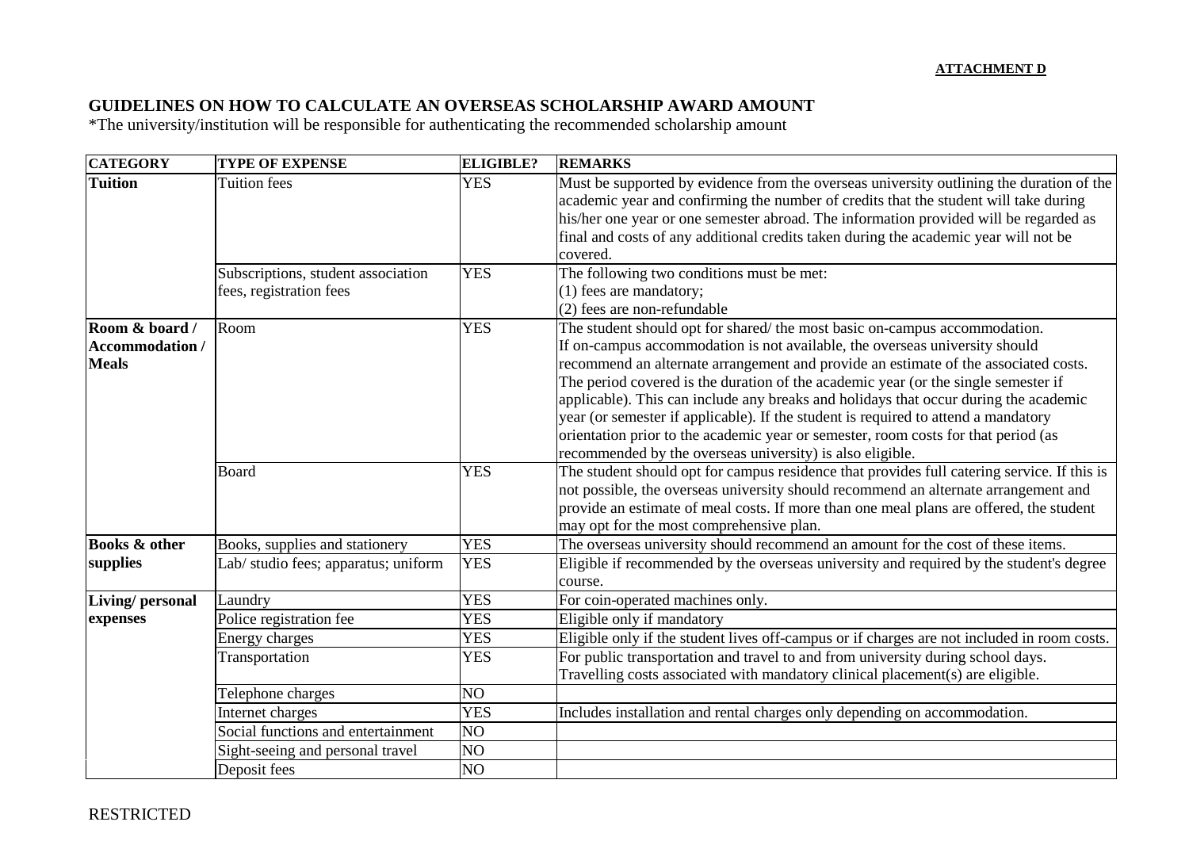**ATTACHMENT D**

## GUIDELINES ON HOW TO CALCULATE AN OVERSEAS SCHOLARSHIP AWARD AMOUNT

*The university/institution will be responsible for authenticating the recommended scholarship amount

| CATEGORY | TYPE OF EXPENSE | ELIGIBLE? | REMARKS |
|---|---|---|---|
| **Tuition** | Tuition fees | YES | Must be supported by evidence from the overseas university outlining the duration of the academic year and confirming the number of credits that the student will take during his/her one year or one semester abroad. The information provided will be regarded as final and costs of any additional credits taken during the academic year will not be covered. |
| | Subscriptions, student association fees, registration fees | YES | The following two conditions must be met:<br>(1) fees are mandatory;<br>(2) fees are non-refundable |
| **Room & board / Accommodation / Meals** | Room | YES | The student should opt for shared/ the most basic on-campus accommodation. If on-campus accommodation is not available, the overseas university should recommend an alternate arrangement and provide an estimate of the associated costs. The period covered is the duration of the academic year (or the single semester if applicable). This can include any breaks and holidays that occur during the academic year (or semester if applicable). If the student is required to attend a mandatory orientation prior to the academic year or semester, room costs for that period (as recommended by the overseas university) is also eligible. |
| | Board | YES | The student should opt for campus residence that provides full catering service. If this is not possible, the overseas university should recommend an alternate arrangement and provide an estimate of meal costs. If more than one meal plans are offered, the student may opt for the most comprehensive plan. |
| **Books & other supplies** | Books, supplies and stationery | YES | The overseas university should recommend an amount for the cost of these items. |
| | Lab/ studio fees; apparatus; uniform | YES | Eligible if recommended by the overseas university and required by the student's degree course. |
| **Living/ personal expenses** | Laundry | YES | For coin-operated machines only. |
| | Police registration fee | YES | Eligible only if mandatory |
| | Energy charges | YES | Eligible only if the student lives off-campus or if charges are not included in room costs. |
| | Transportation | YES | For public transportation and travel to and from university during school days. Travelling costs associated with mandatory clinical placement(s) are eligible. |
| | Telephone charges | NO | |
| | Internet charges | YES | Includes installation and rental charges only depending on accommodation. |
| | Social functions and entertainment | NO | |
| | Sight-seeing and personal travel | NO | |
| | Deposit fees | NO | |

RESTRICTED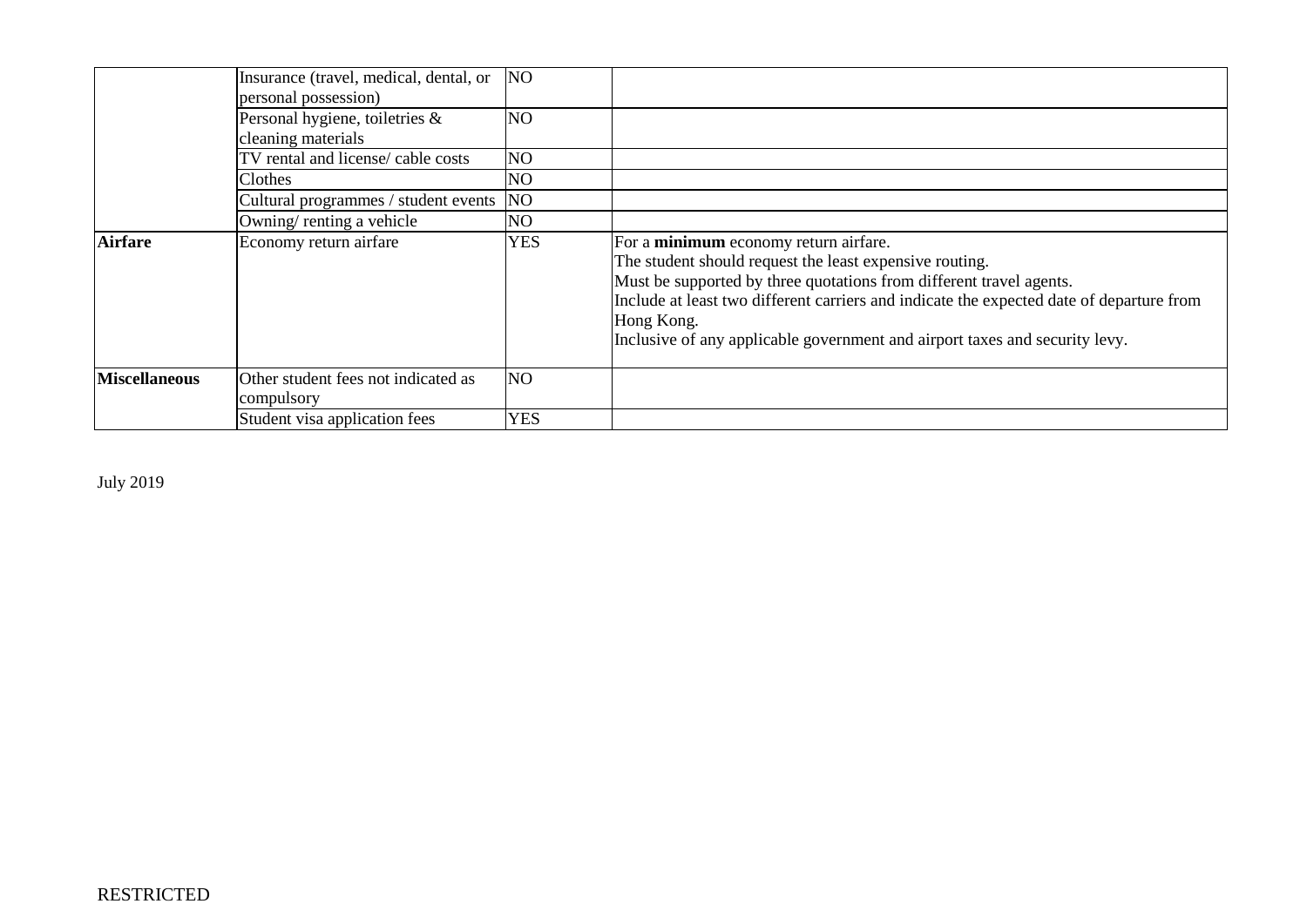| | | | |
|---|---|---|---|
| | Insurance (travel, medical, dental, or personal possession) | NO | |
| | Personal hygiene, toiletries & cleaning materials | NO | |
| | TV rental and license/ cable costs | NO | |
| | Clothes | NO | |
| | Cultural programmes / student events | NO | |
| | Owning/ renting a vehicle | NO | |
| **Airfare** | Economy return airfare | YES | For a **minimum** economy return airfare.<br>The student should request the least expensive routing.<br>Must be supported by three quotations from different travel agents.<br>Include at least two different carriers and indicate the expected date of departure from Hong Kong.<br>Inclusive of any applicable government and airport taxes and security levy. |
| **Miscellaneous** | Other student fees not indicated as compulsory | NO | |
| | Student visa application fees | YES | |

July 2019

RESTRICTED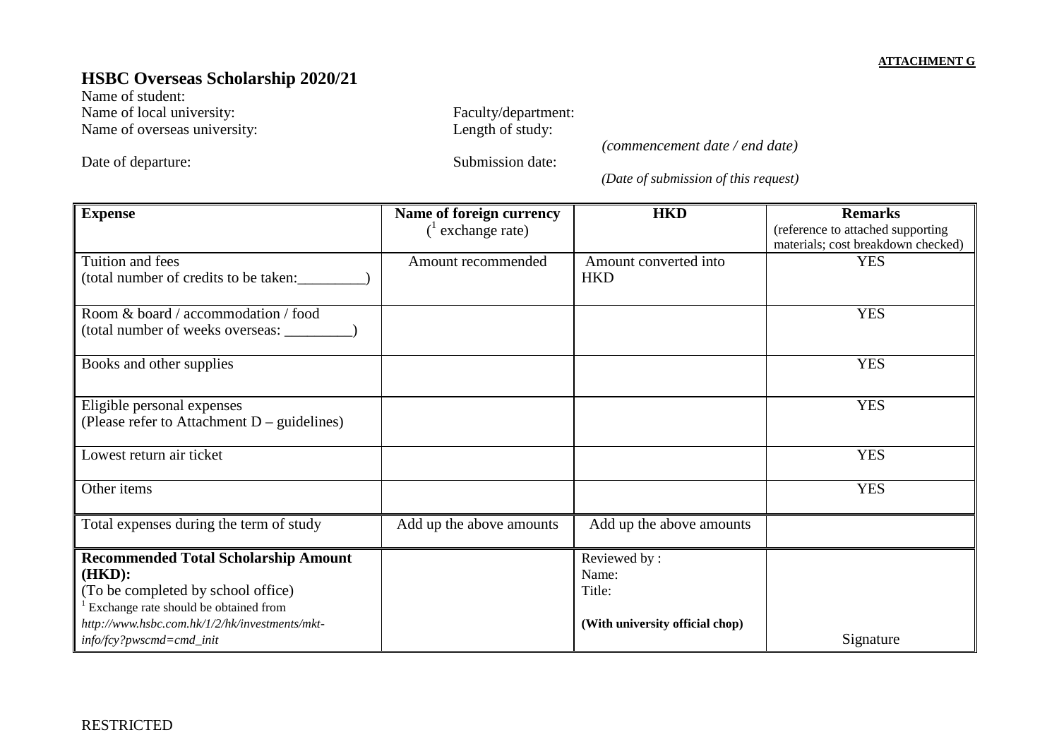**ATTACHMENT G**

## HSBC Overseas Scholarship 2020/21

Name of student:

Name of local university: Faculty/department:

Name of overseas university: Length of study: *(commencement date / end date)*

Date of departure: Submission date: *(Date of submission of this request)*

| Expense | Name of foreign currency ([1] exchange rate) | HKD | Remarks (reference to attached supporting materials; cost breakdown checked) |
|---|---|---|---|
| Tuition and fees (total number of credits to be taken:_________) | Amount recommended | Amount converted into HKD | YES |
| Room & board / accommodation / food (total number of weeks overseas: _________) | | | YES |
| Books and other supplies | | | YES |
| Eligible personal expenses (Please refer to Attachment D – guidelines) | | | YES |
| Lowest return air ticket | | | YES |
| Other items | | | YES |
| Total expenses during the term of study | Add up the above amounts | Add up the above amounts | |
| **Recommended Total Scholarship Amount (HKD):** (To be completed by school office) [1] Exchange rate should be obtained from *http://www.hsbc.com.hk/1/2/hk/investments/mkt-info/fcy?pwscmd=cmd_init* | | Reviewed by : Name: Title: **(With university official chop)** | Signature |

RESTRICTED